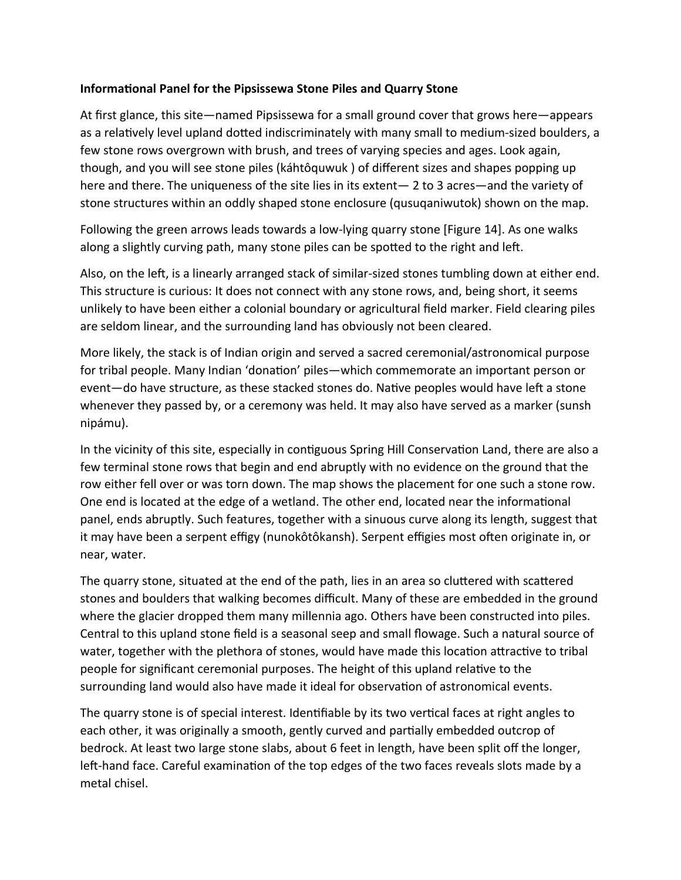**Informational Panel for the Pipsissewa Stone Piles and Quarry Stone**

At first glance, this site—named Pipsissewa for a small ground cover that grows here—appears as a relatively level upland dotted indiscriminately with many small to medium-sized boulders, a few stone rows overgrown with brush, and trees of varying species and ages. Look again, though, and you will see stone piles (káhtôquwuk ) of different sizes and shapes popping up here and there. The uniqueness of the site lies in its extent— 2 to 3 acres—and the variety of stone structures within an oddly shaped stone enclosure (qusuqaniwutok) shown on the map.

Following the green arrows leads towards a low-lying quarry stone [Figure 14]. As one walks along a slightly curving path, many stone piles can be spotted to the right and left.

Also, on the left, is a linearly arranged stack of similar-sized stones tumbling down at either end. This structure is curious: It does not connect with any stone rows, and, being short, it seems unlikely to have been either a colonial boundary or agricultural field marker. Field clearing piles are seldom linear, and the surrounding land has obviously not been cleared.

More likely, the stack is of Indian origin and served a sacred ceremonial/astronomical purpose for tribal people. Many Indian 'donation' piles—which commemorate an important person or event—do have structure, as these stacked stones do. Native peoples would have left a stone whenever they passed by, or a ceremony was held. It may also have served as a marker (sunsh nipámu).

In the vicinity of this site, especially in contiguous Spring Hill Conservation Land, there are also a few terminal stone rows that begin and end abruptly with no evidence on the ground that the row either fell over or was torn down. The map shows the placement for one such a stone row. One end is located at the edge of a wetland. The other end, located near the informational panel, ends abruptly. Such features, together with a sinuous curve along its length, suggest that it may have been a serpent effigy (nunokôtôkansh). Serpent effigies most often originate in, or near, water.

The quarry stone, situated at the end of the path, lies in an area so cluttered with scattered stones and boulders that walking becomes difficult. Many of these are embedded in the ground where the glacier dropped them many millennia ago. Others have been constructed into piles. Central to this upland stone field is a seasonal seep and small flowage. Such a natural source of water, together with the plethora of stones, would have made this location attractive to tribal people for significant ceremonial purposes. The height of this upland relative to the surrounding land would also have made it ideal for observation of astronomical events.

The quarry stone is of special interest. Identifiable by its two vertical faces at right angles to each other, it was originally a smooth, gently curved and partially embedded outcrop of bedrock. At least two large stone slabs, about 6 feet in length, have been split off the longer, left-hand face. Careful examination of the top edges of the two faces reveals slots made by a metal chisel.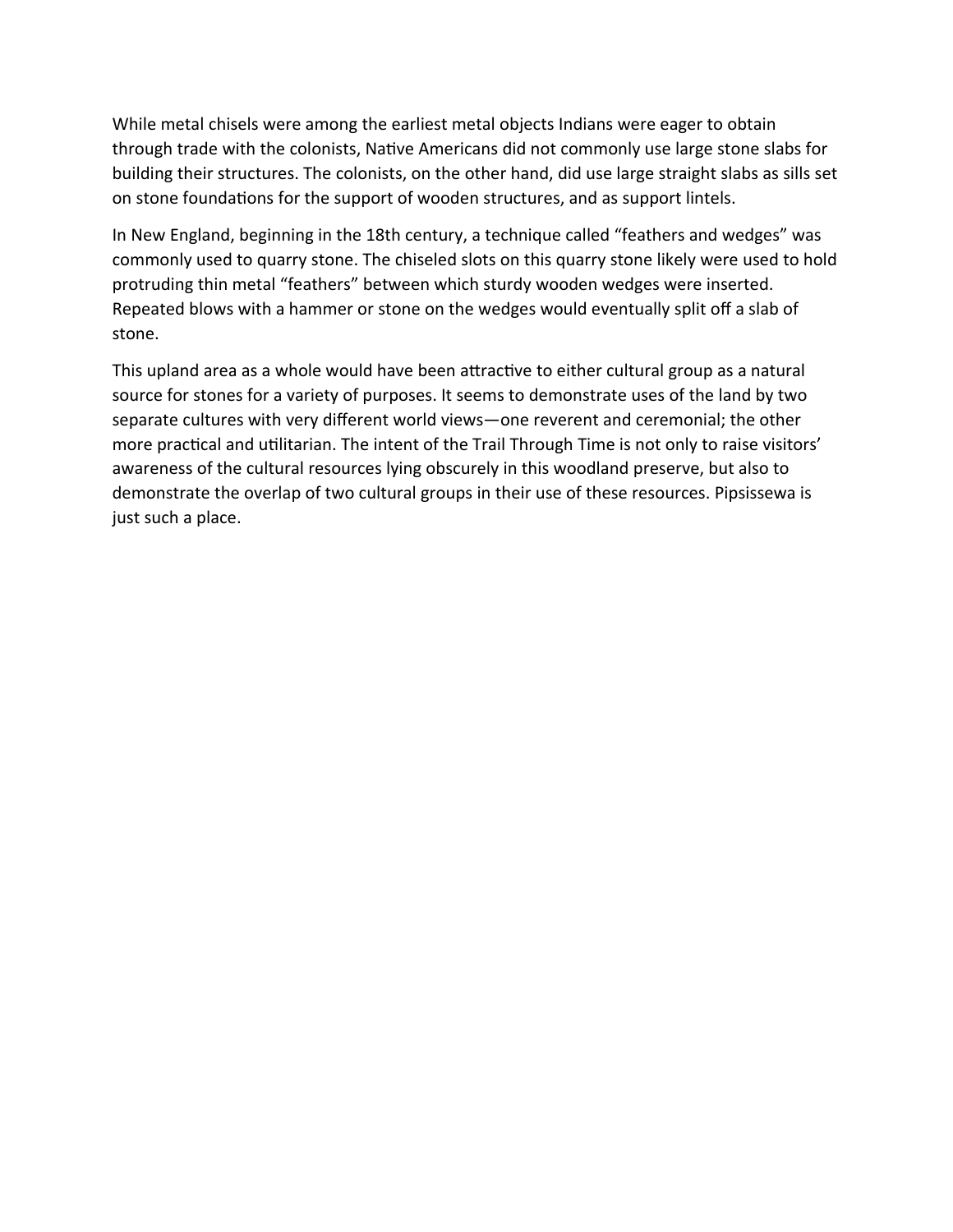While metal chisels were among the earliest metal objects Indians were eager to obtain through trade with the colonists, Native Americans did not commonly use large stone slabs for building their structures. The colonists, on the other hand, did use large straight slabs as sills set on stone foundations for the support of wooden structures, and as support lintels.

In New England, beginning in the 18th century, a technique called "feathers and wedges" was commonly used to quarry stone. The chiseled slots on this quarry stone likely were used to hold protruding thin metal "feathers" between which sturdy wooden wedges were inserted. Repeated blows with a hammer or stone on the wedges would eventually split off a slab of stone.

This upland area as a whole would have been attractive to either cultural group as a natural source for stones for a variety of purposes. It seems to demonstrate uses of the land by two separate cultures with very different world views—one reverent and ceremonial; the other more practical and utilitarian. The intent of the Trail Through Time is not only to raise visitors' awareness of the cultural resources lying obscurely in this woodland preserve, but also to demonstrate the overlap of two cultural groups in their use of these resources. Pipsissewa is just such a place.